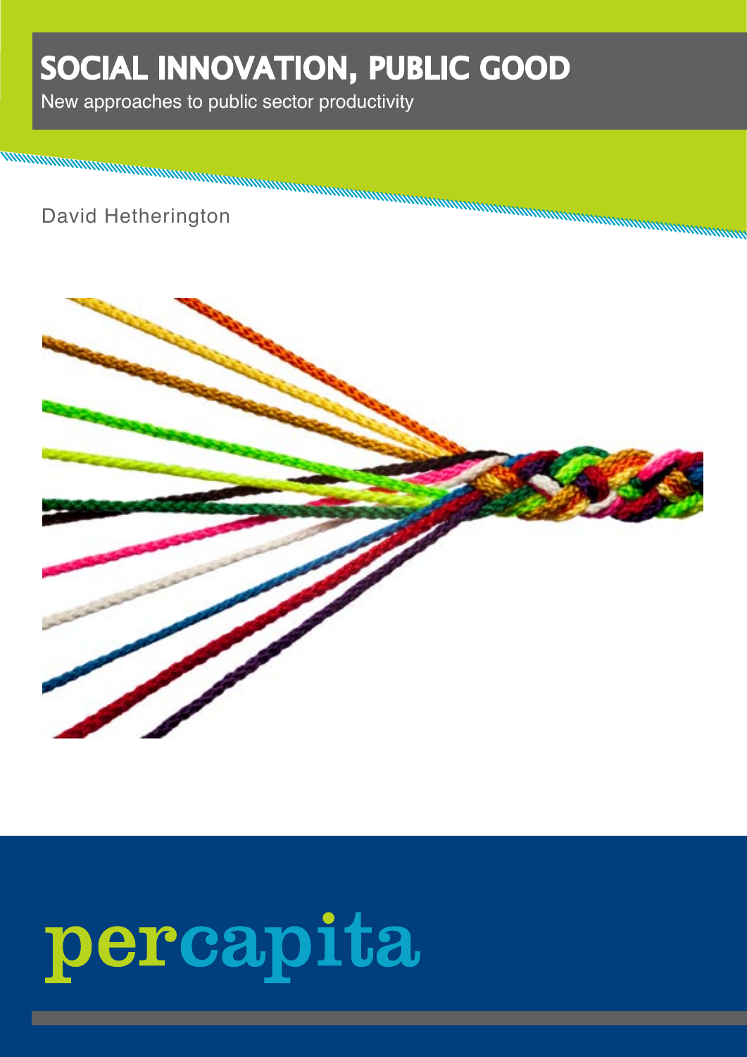# SOCIAL INNOVATION, PUBLIC GOOD

New approaches to public sector productivity

David Hetherington

percapita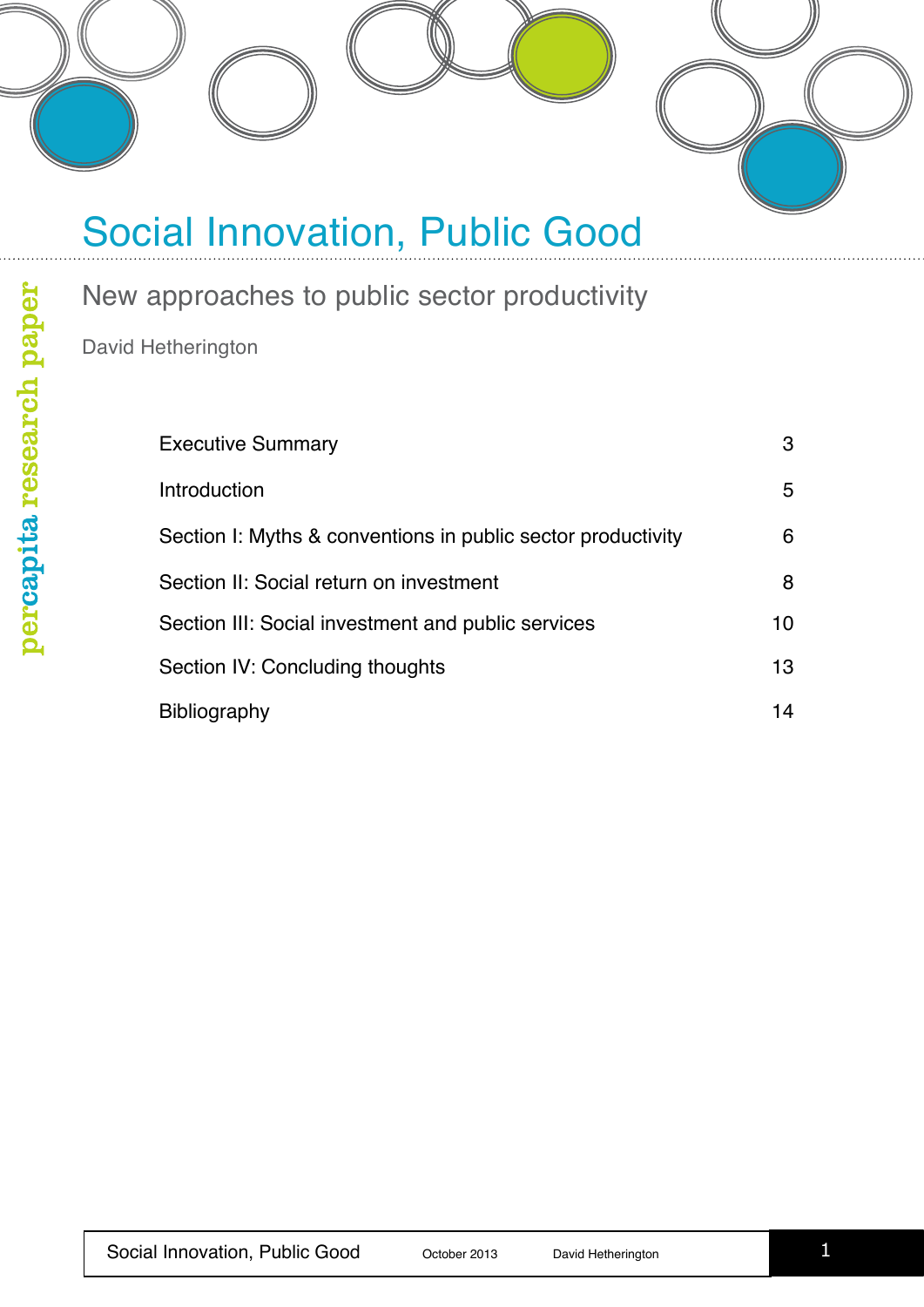# Social Innovation, Public Good

## New approaches to public sector productivity

David Hetherington

percapita research paper

| | |
|---|---|
| Executive Summary | 3 |
| Introduction | 5 |
| Section I: Myths & conventions in public sector productivity | 6 |
| Section II: Social return on investment | 8 |
| Section III: Social investment and public services | 10 |
| Section IV: Concluding thoughts | 13 |
| Bibliography | 14 |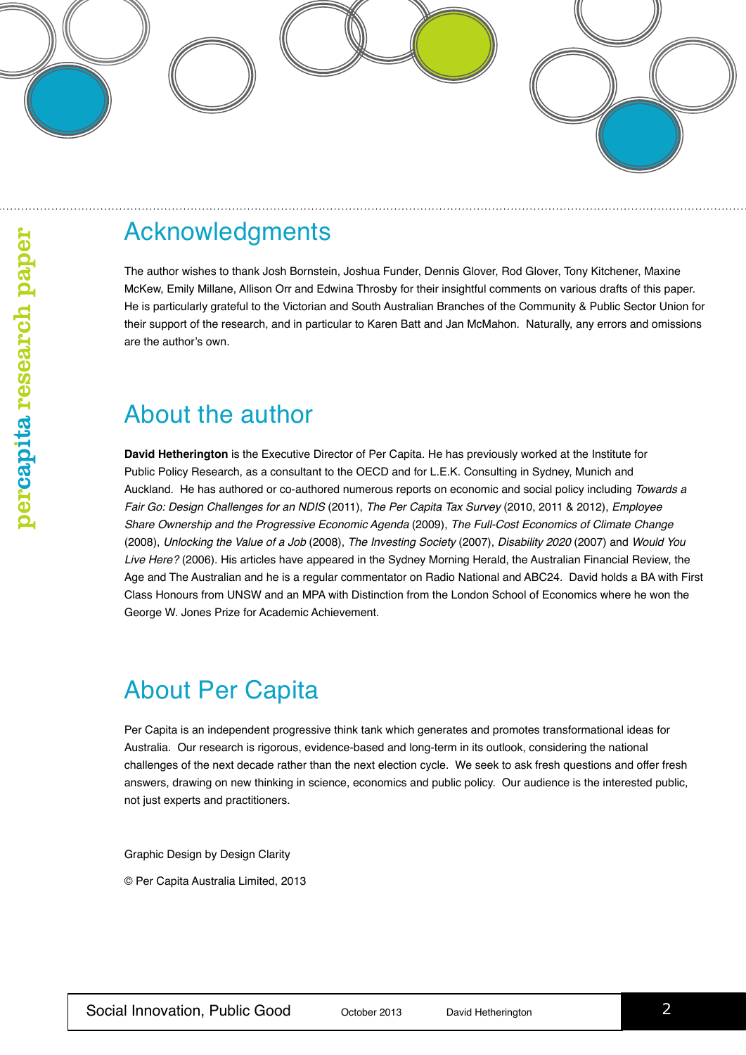## Acknowledgments

The author wishes to thank Josh Bornstein, Joshua Funder, Dennis Glover, Rod Glover, Tony Kitchener, Maxine McKew, Emily Millane, Allison Orr and Edwina Throsby for their insightful comments on various drafts of this paper. He is particularly grateful to the Victorian and South Australian Branches of the Community & Public Sector Union for their support of the research, and in particular to Karen Batt and Jan McMahon. Naturally, any errors and omissions are the author's own.

## About the author

**David Hetherington** is the Executive Director of Per Capita. He has previously worked at the Institute for Public Policy Research, as a consultant to the OECD and for L.E.K. Consulting in Sydney, Munich and Auckland. He has authored or co-authored numerous reports on economic and social policy including *Towards a Fair Go: Design Challenges for an NDIS* (2011), *The Per Capita Tax Survey* (2010, 2011 & 2012), *Employee Share Ownership and the Progressive Economic Agenda* (2009), *The Full-Cost Economics of Climate Change* (2008), *Unlocking the Value of a Job* (2008), *The Investing Society* (2007), *Disability 2020* (2007) and *Would You Live Here?* (2006). His articles have appeared in the Sydney Morning Herald, the Australian Financial Review, the Age and The Australian and he is a regular commentator on Radio National and ABC24. David holds a BA with First Class Honours from UNSW and an MPA with Distinction from the London School of Economics where he won the George W. Jones Prize for Academic Achievement.

## About Per Capita

Per Capita is an independent progressive think tank which generates and promotes transformational ideas for Australia. Our research is rigorous, evidence-based and long-term in its outlook, considering the national challenges of the next decade rather than the next election cycle. We seek to ask fresh questions and offer fresh answers, drawing on new thinking in science, economics and public policy. Our audience is the interested public, not just experts and practitioners.

Graphic Design by Design Clarity

© Per Capita Australia Limited, 2013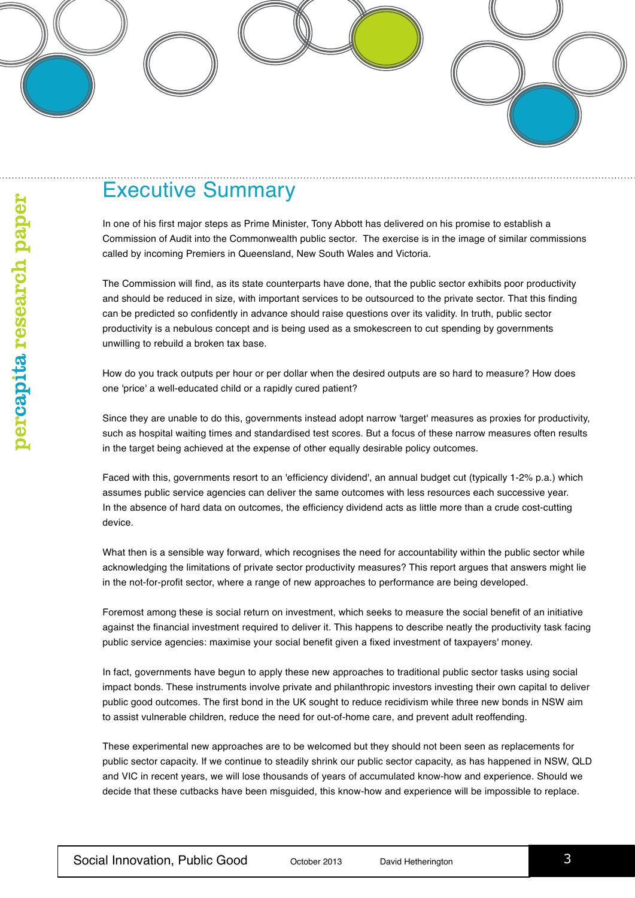# Executive Summary

In one of his first major steps as Prime Minister, Tony Abbott has delivered on his promise to establish a Commission of Audit into the Commonwealth public sector. The exercise is in the image of similar commissions called by incoming Premiers in Queensland, New South Wales and Victoria.

The Commission will find, as its state counterparts have done, that the public sector exhibits poor productivity and should be reduced in size, with important services to be outsourced to the private sector. That this finding can be predicted so confidently in advance should raise questions over its validity. In truth, public sector productivity is a nebulous concept and is being used as a smokescreen to cut spending by governments unwilling to rebuild a broken tax base.

How do you track outputs per hour or per dollar when the desired outputs are so hard to measure? How does one 'price' a well-educated child or a rapidly cured patient?

Since they are unable to do this, governments instead adopt narrow 'target' measures as proxies for productivity, such as hospital waiting times and standardised test scores. But a focus of these narrow measures often results in the target being achieved at the expense of other equally desirable policy outcomes.

Faced with this, governments resort to an 'efficiency dividend', an annual budget cut (typically 1-2% p.a.) which assumes public service agencies can deliver the same outcomes with less resources each successive year. In the absence of hard data on outcomes, the efficiency dividend acts as little more than a crude cost-cutting device.

What then is a sensible way forward, which recognises the need for accountability within the public sector while acknowledging the limitations of private sector productivity measures? This report argues that answers might lie in the not-for-profit sector, where a range of new approaches to performance are being developed.

Foremost among these is social return on investment, which seeks to measure the social benefit of an initiative against the financial investment required to deliver it. This happens to describe neatly the productivity task facing public service agencies: maximise your social benefit given a fixed investment of taxpayers' money.

In fact, governments have begun to apply these new approaches to traditional public sector tasks using social impact bonds. These instruments involve private and philanthropic investors investing their own capital to deliver public good outcomes. The first bond in the UK sought to reduce recidivism while three new bonds in NSW aim to assist vulnerable children, reduce the need for out-of-home care, and prevent adult reoffending.

These experimental new approaches are to be welcomed but they should not been seen as replacements for public sector capacity. If we continue to steadily shrink our public sector capacity, as has happened in NSW, QLD and VIC in recent years, we will lose thousands of years of accumulated know-how and experience. Should we decide that these cutbacks have been misguided, this know-how and experience will be impossible to replace.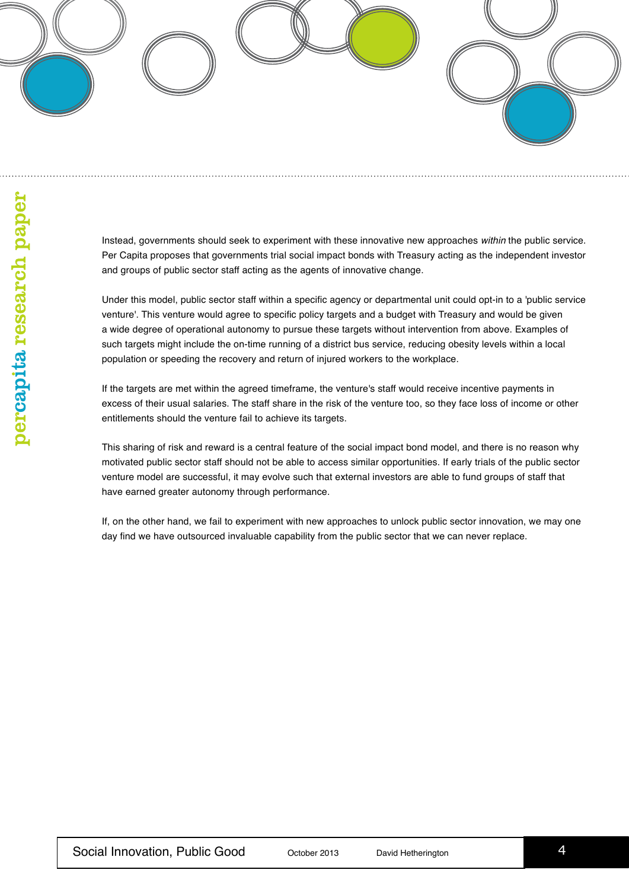Instead, governments should seek to experiment with these innovative new approaches *within* the public service. Per Capita proposes that governments trial social impact bonds with Treasury acting as the independent investor and groups of public sector staff acting as the agents of innovative change.

Under this model, public sector staff within a specific agency or departmental unit could opt-in to a 'public service venture'. This venture would agree to specific policy targets and a budget with Treasury and would be given a wide degree of operational autonomy to pursue these targets without intervention from above. Examples of such targets might include the on-time running of a district bus service, reducing obesity levels within a local population or speeding the recovery and return of injured workers to the workplace.

If the targets are met within the agreed timeframe, the venture's staff would receive incentive payments in excess of their usual salaries. The staff share in the risk of the venture too, so they face loss of income or other entitlements should the venture fail to achieve its targets.

This sharing of risk and reward is a central feature of the social impact bond model, and there is no reason why motivated public sector staff should not be able to access similar opportunities. If early trials of the public sector venture model are successful, it may evolve such that external investors are able to fund groups of staff that have earned greater autonomy through performance.

If, on the other hand, we fail to experiment with new approaches to unlock public sector innovation, we may one day find we have outsourced invaluable capability from the public sector that we can never replace.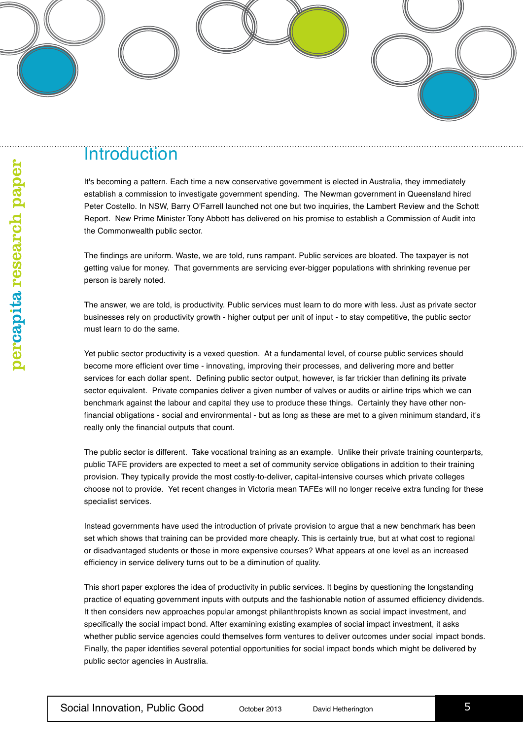# Introduction

It's becoming a pattern. Each time a new conservative government is elected in Australia, they immediately establish a commission to investigate government spending. The Newman government in Queensland hired Peter Costello. In NSW, Barry O'Farrell launched not one but two inquiries, the Lambert Review and the Schott Report. New Prime Minister Tony Abbott has delivered on his promise to establish a Commission of Audit into the Commonwealth public sector.

The findings are uniform. Waste, we are told, runs rampant. Public services are bloated. The taxpayer is not getting value for money. That governments are servicing ever-bigger populations with shrinking revenue per person is barely noted.

The answer, we are told, is productivity. Public services must learn to do more with less. Just as private sector businesses rely on productivity growth - higher output per unit of input - to stay competitive, the public sector must learn to do the same.

Yet public sector productivity is a vexed question. At a fundamental level, of course public services should become more efficient over time - innovating, improving their processes, and delivering more and better services for each dollar spent. Defining public sector output, however, is far trickier than defining its private sector equivalent. Private companies deliver a given number of valves or audits or airline trips which we can benchmark against the labour and capital they use to produce these things. Certainly they have other non-financial obligations - social and environmental - but as long as these are met to a given minimum standard, it's really only the financial outputs that count.

The public sector is different. Take vocational training as an example. Unlike their private training counterparts, public TAFE providers are expected to meet a set of community service obligations in addition to their training provision. They typically provide the most costly-to-deliver, capital-intensive courses which private colleges choose not to provide. Yet recent changes in Victoria mean TAFEs will no longer receive extra funding for these specialist services.

Instead governments have used the introduction of private provision to argue that a new benchmark has been set which shows that training can be provided more cheaply. This is certainly true, but at what cost to regional or disadvantaged students or those in more expensive courses? What appears at one level as an increased efficiency in service delivery turns out to be a diminution of quality.

This short paper explores the idea of productivity in public services. It begins by questioning the longstanding practice of equating government inputs with outputs and the fashionable notion of assumed efficiency dividends. It then considers new approaches popular amongst philanthropists known as social impact investment, and specifically the social impact bond. After examining existing examples of social impact investment, it asks whether public service agencies could themselves form ventures to deliver outcomes under social impact bonds. Finally, the paper identifies several potential opportunities for social impact bonds which might be delivered by public sector agencies in Australia.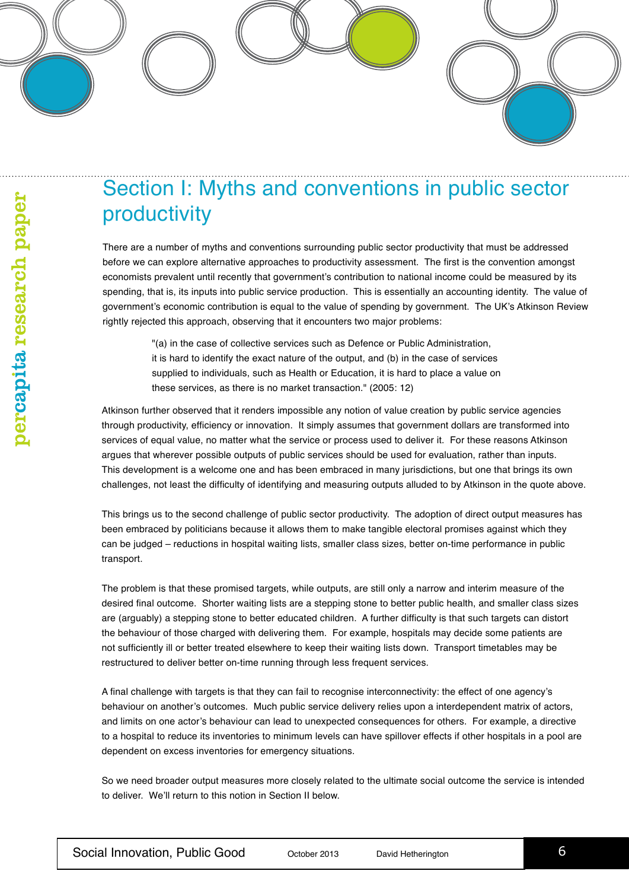# Section I: Myths and conventions in public sector productivity

There are a number of myths and conventions surrounding public sector productivity that must be addressed before we can explore alternative approaches to productivity assessment. The first is the convention amongst economists prevalent until recently that government's contribution to national income could be measured by its spending, that is, its inputs into public service production. This is essentially an accounting identity. The value of government's economic contribution is equal to the value of spending by government. The UK's Atkinson Review rightly rejected this approach, observing that it encounters two major problems:

> "(a) in the case of collective services such as Defence or Public Administration, it is hard to identify the exact nature of the output, and (b) in the case of services supplied to individuals, such as Health or Education, it is hard to place a value on these services, as there is no market transaction." (2005: 12)

Atkinson further observed that it renders impossible any notion of value creation by public service agencies through productivity, efficiency or innovation. It simply assumes that government dollars are transformed into services of equal value, no matter what the service or process used to deliver it. For these reasons Atkinson argues that wherever possible outputs of public services should be used for evaluation, rather than inputs. This development is a welcome one and has been embraced in many jurisdictions, but one that brings its own challenges, not least the difficulty of identifying and measuring outputs alluded to by Atkinson in the quote above.

This brings us to the second challenge of public sector productivity. The adoption of direct output measures has been embraced by politicians because it allows them to make tangible electoral promises against which they can be judged – reductions in hospital waiting lists, smaller class sizes, better on-time performance in public transport.

The problem is that these promised targets, while outputs, are still only a narrow and interim measure of the desired final outcome. Shorter waiting lists are a stepping stone to better public health, and smaller class sizes are (arguably) a stepping stone to better educated children. A further difficulty is that such targets can distort the behaviour of those charged with delivering them. For example, hospitals may decide some patients are not sufficiently ill or better treated elsewhere to keep their waiting lists down. Transport timetables may be restructured to deliver better on-time running through less frequent services.

A final challenge with targets is that they can fail to recognise interconnectivity: the effect of one agency's behaviour on another's outcomes. Much public service delivery relies upon a interdependent matrix of actors, and limits on one actor's behaviour can lead to unexpected consequences for others. For example, a directive to a hospital to reduce its inventories to minimum levels can have spillover effects if other hospitals in a pool are dependent on excess inventories for emergency situations.

So we need broader output measures more closely related to the ultimate social outcome the service is intended to deliver. We'll return to this notion in Section II below.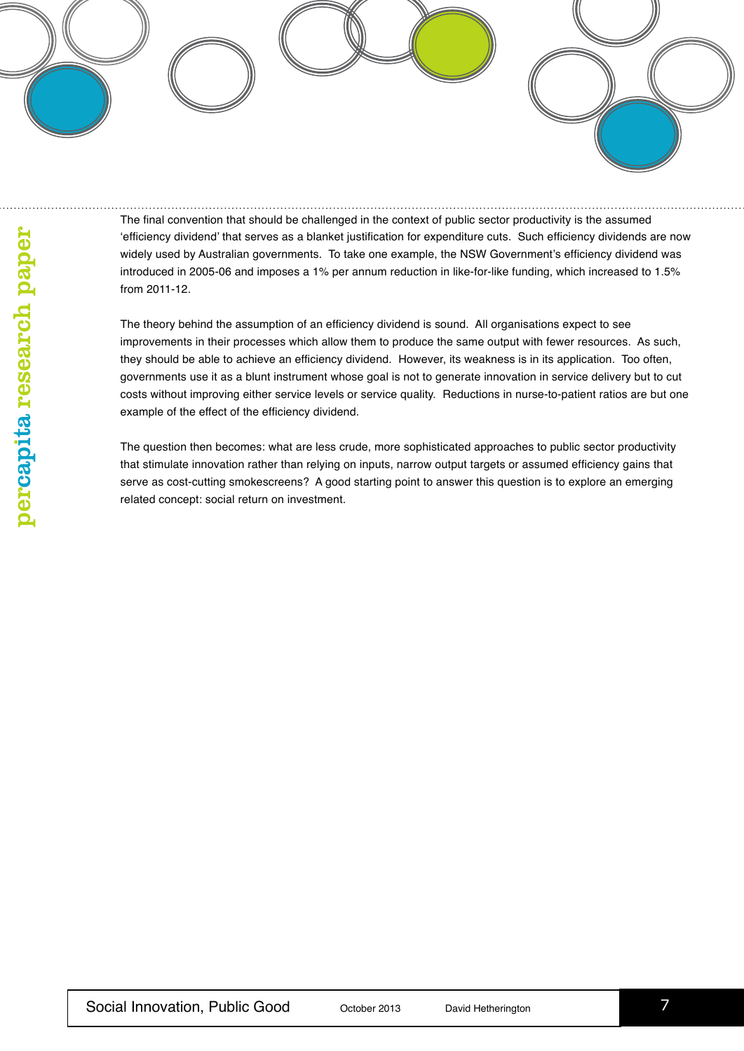The final convention that should be challenged in the context of public sector productivity is the assumed 'efficiency dividend' that serves as a blanket justification for expenditure cuts. Such efficiency dividends are now widely used by Australian governments. To take one example, the NSW Government's efficiency dividend was introduced in 2005-06 and imposes a 1% per annum reduction in like-for-like funding, which increased to 1.5% from 2011-12.

The theory behind the assumption of an efficiency dividend is sound. All organisations expect to see improvements in their processes which allow them to produce the same output with fewer resources. As such, they should be able to achieve an efficiency dividend. However, its weakness is in its application. Too often, governments use it as a blunt instrument whose goal is not to generate innovation in service delivery but to cut costs without improving either service levels or service quality. Reductions in nurse-to-patient ratios are but one example of the effect of the efficiency dividend.

The question then becomes: what are less crude, more sophisticated approaches to public sector productivity that stimulate innovation rather than relying on inputs, narrow output targets or assumed efficiency gains that serve as cost-cutting smokescreens? A good starting point to answer this question is to explore an emerging related concept: social return on investment.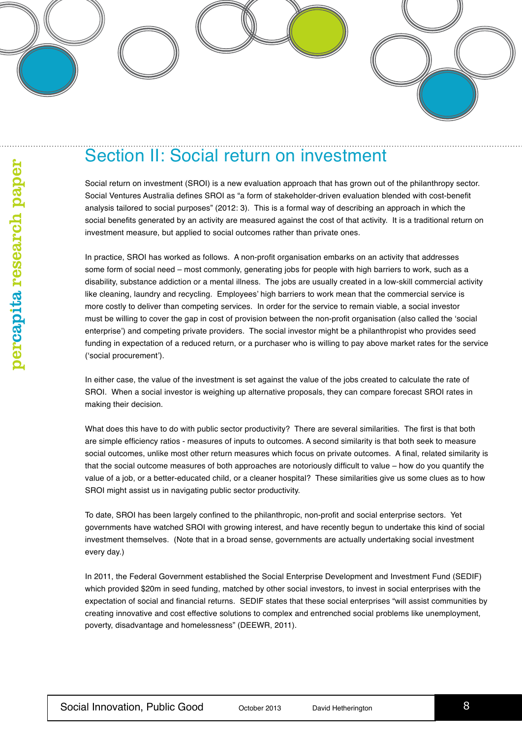## Section II: Social return on investment

Social return on investment (SROI) is a new evaluation approach that has grown out of the philanthropy sector. Social Ventures Australia defines SROI as "a form of stakeholder-driven evaluation blended with cost-benefit analysis tailored to social purposes" (2012: 3). This is a formal way of describing an approach in which the social benefits generated by an activity are measured against the cost of that activity. It is a traditional return on investment measure, but applied to social outcomes rather than private ones.

In practice, SROI has worked as follows. A non-profit organisation embarks on an activity that addresses some form of social need – most commonly, generating jobs for people with high barriers to work, such as a disability, substance addiction or a mental illness. The jobs are usually created in a low-skill commercial activity like cleaning, laundry and recycling. Employees' high barriers to work mean that the commercial service is more costly to deliver than competing services. In order for the service to remain viable, a social investor must be willing to cover the gap in cost of provision between the non-profit organisation (also called the 'social enterprise') and competing private providers. The social investor might be a philanthropist who provides seed funding in expectation of a reduced return, or a purchaser who is willing to pay above market rates for the service ('social procurement').

In either case, the value of the investment is set against the value of the jobs created to calculate the rate of SROI. When a social investor is weighing up alternative proposals, they can compare forecast SROI rates in making their decision.

What does this have to do with public sector productivity? There are several similarities. The first is that both are simple efficiency ratios - measures of inputs to outcomes. A second similarity is that both seek to measure social outcomes, unlike most other return measures which focus on private outcomes. A final, related similarity is that the social outcome measures of both approaches are notoriously difficult to value – how do you quantify the value of a job, or a better-educated child, or a cleaner hospital? These similarities give us some clues as to how SROI might assist us in navigating public sector productivity.

To date, SROI has been largely confined to the philanthropic, non-profit and social enterprise sectors. Yet governments have watched SROI with growing interest, and have recently begun to undertake this kind of social investment themselves. (Note that in a broad sense, governments are actually undertaking social investment every day.)

In 2011, the Federal Government established the Social Enterprise Development and Investment Fund (SEDIF) which provided $20m in seed funding, matched by other social investors, to invest in social enterprises with the expectation of social and financial returns. SEDIF states that these social enterprises "will assist communities by creating innovative and cost effective solutions to complex and entrenched social problems like unemployment, poverty, disadvantage and homelessness" (DEEWR, 2011).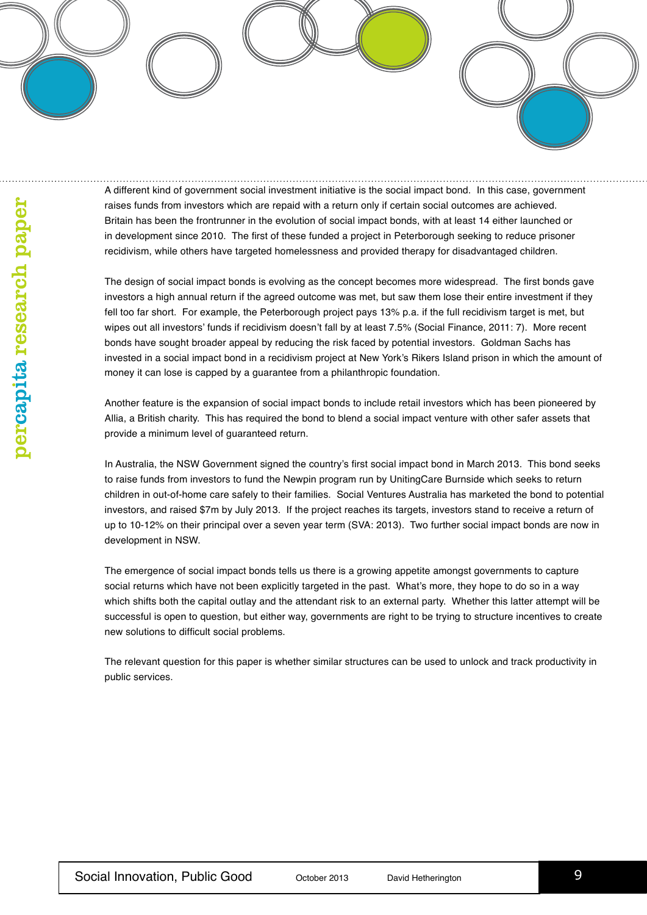A different kind of government social investment initiative is the social impact bond. In this case, government raises funds from investors which are repaid with a return only if certain social outcomes are achieved. Britain has been the frontrunner in the evolution of social impact bonds, with at least 14 either launched or in development since 2010. The first of these funded a project in Peterborough seeking to reduce prisoner recidivism, while others have targeted homelessness and provided therapy for disadvantaged children.

The design of social impact bonds is evolving as the concept becomes more widespread. The first bonds gave investors a high annual return if the agreed outcome was met, but saw them lose their entire investment if they fell too far short. For example, the Peterborough project pays 13% p.a. if the full recidivism target is met, but wipes out all investors' funds if recidivism doesn't fall by at least 7.5% (Social Finance, 2011: 7). More recent bonds have sought broader appeal by reducing the risk faced by potential investors. Goldman Sachs has invested in a social impact bond in a recidivism project at New York's Rikers Island prison in which the amount of money it can lose is capped by a guarantee from a philanthropic foundation.

Another feature is the expansion of social impact bonds to include retail investors which has been pioneered by Allia, a British charity. This has required the bond to blend a social impact venture with other safer assets that provide a minimum level of guaranteed return.

In Australia, the NSW Government signed the country's first social impact bond in March 2013. This bond seeks to raise funds from investors to fund the Newpin program run by UnitingCare Burnside which seeks to return children in out-of-home care safely to their families. Social Ventures Australia has marketed the bond to potential investors, and raised $7m by July 2013. If the project reaches its targets, investors stand to receive a return of up to 10-12% on their principal over a seven year term (SVA: 2013). Two further social impact bonds are now in development in NSW.

The emergence of social impact bonds tells us there is a growing appetite amongst governments to capture social returns which have not been explicitly targeted in the past. What's more, they hope to do so in a way which shifts both the capital outlay and the attendant risk to an external party. Whether this latter attempt will be successful is open to question, but either way, governments are right to be trying to structure incentives to create new solutions to difficult social problems.

The relevant question for this paper is whether similar structures can be used to unlock and track productivity in public services.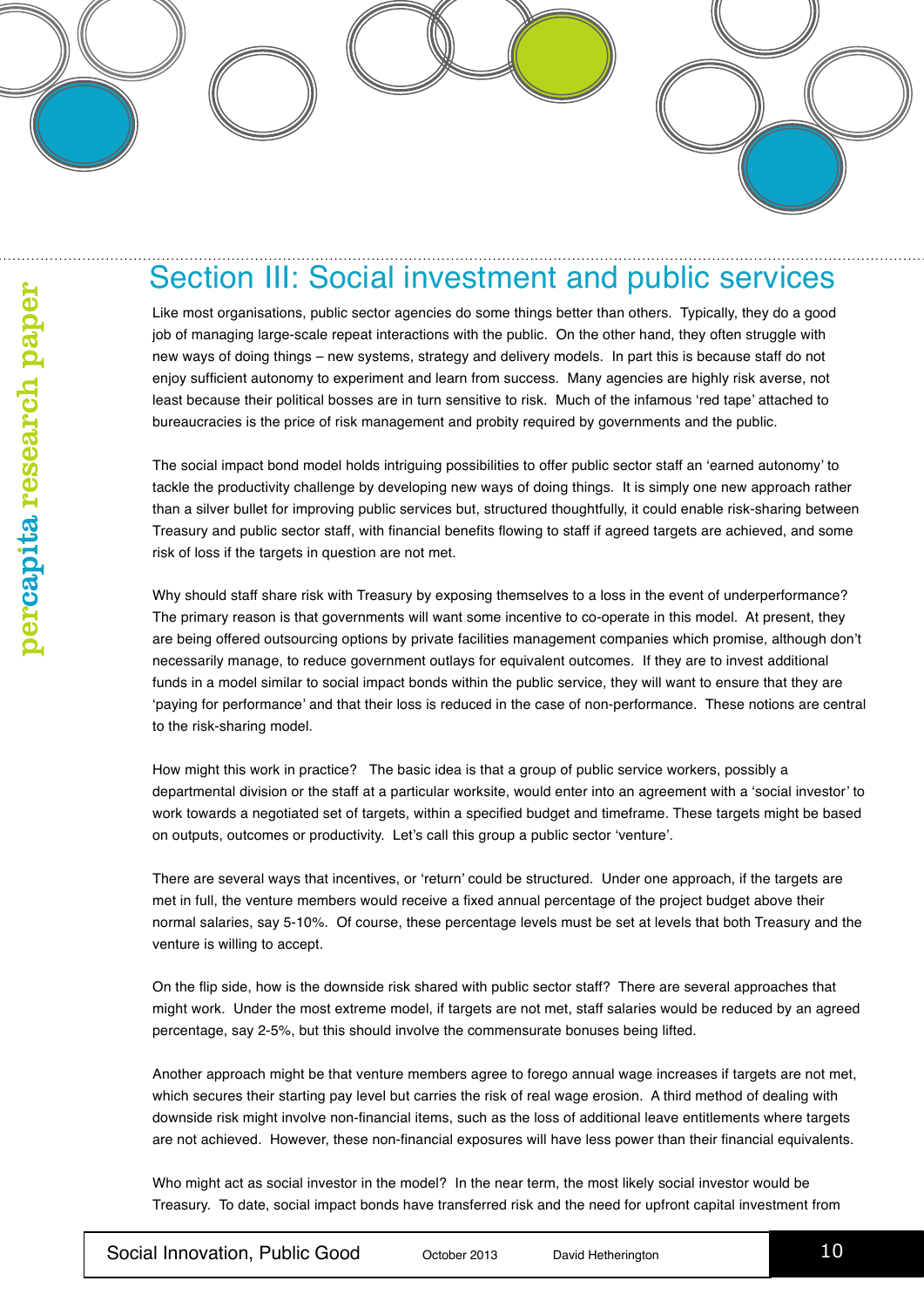## Section III: Social investment and public services

Like most organisations, public sector agencies do some things better than others. Typically, they do a good job of managing large-scale repeat interactions with the public. On the other hand, they often struggle with new ways of doing things – new systems, strategy and delivery models. In part this is because staff do not enjoy sufficient autonomy to experiment and learn from success. Many agencies are highly risk averse, not least because their political bosses are in turn sensitive to risk. Much of the infamous 'red tape' attached to bureaucracies is the price of risk management and probity required by governments and the public.

The social impact bond model holds intriguing possibilities to offer public sector staff an 'earned autonomy' to tackle the productivity challenge by developing new ways of doing things. It is simply one new approach rather than a silver bullet for improving public services but, structured thoughtfully, it could enable risk-sharing between Treasury and public sector staff, with financial benefits flowing to staff if agreed targets are achieved, and some risk of loss if the targets in question are not met.

Why should staff share risk with Treasury by exposing themselves to a loss in the event of underperformance? The primary reason is that governments will want some incentive to co-operate in this model. At present, they are being offered outsourcing options by private facilities management companies which promise, although don't necessarily manage, to reduce government outlays for equivalent outcomes. If they are to invest additional funds in a model similar to social impact bonds within the public service, they will want to ensure that they are 'paying for performance' and that their loss is reduced in the case of non-performance. These notions are central to the risk-sharing model.

How might this work in practice? The basic idea is that a group of public service workers, possibly a departmental division or the staff at a particular worksite, would enter into an agreement with a 'social investor' to work towards a negotiated set of targets, within a specified budget and timeframe. These targets might be based on outputs, outcomes or productivity. Let's call this group a public sector 'venture'.

There are several ways that incentives, or 'return' could be structured. Under one approach, if the targets are met in full, the venture members would receive a fixed annual percentage of the project budget above their normal salaries, say 5-10%. Of course, these percentage levels must be set at levels that both Treasury and the venture is willing to accept.

On the flip side, how is the downside risk shared with public sector staff? There are several approaches that might work. Under the most extreme model, if targets are not met, staff salaries would be reduced by an agreed percentage, say 2-5%, but this should involve the commensurate bonuses being lifted.

Another approach might be that venture members agree to forego annual wage increases if targets are not met, which secures their starting pay level but carries the risk of real wage erosion. A third method of dealing with downside risk might involve non-financial items, such as the loss of additional leave entitlements where targets are not achieved. However, these non-financial exposures will have less power than their financial equivalents.

Who might act as social investor in the model? In the near term, the most likely social investor would be Treasury. To date, social impact bonds have transferred risk and the need for upfront capital investment from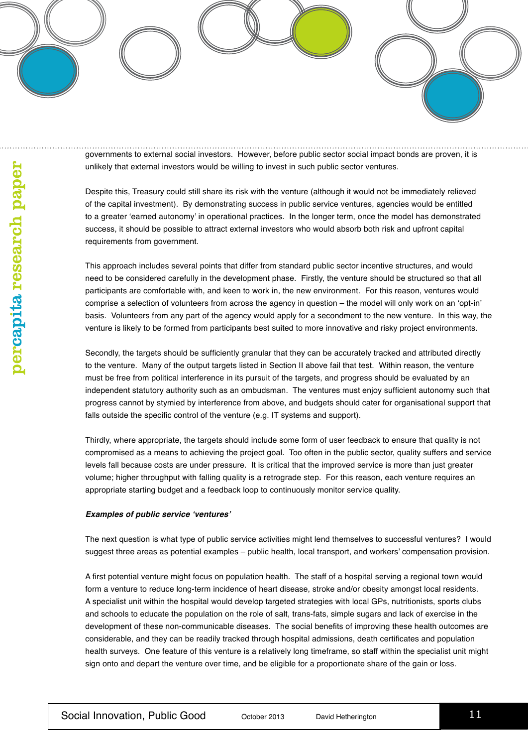governments to external social investors. However, before public sector social impact bonds are proven, it is unlikely that external investors would be willing to invest in such public sector ventures.

Despite this, Treasury could still share its risk with the venture (although it would not be immediately relieved of the capital investment). By demonstrating success in public service ventures, agencies would be entitled to a greater 'earned autonomy' in operational practices. In the longer term, once the model has demonstrated success, it should be possible to attract external investors who would absorb both risk and upfront capital requirements from government.

This approach includes several points that differ from standard public sector incentive structures, and would need to be considered carefully in the development phase. Firstly, the venture should be structured so that all participants are comfortable with, and keen to work in, the new environment. For this reason, ventures would comprise a selection of volunteers from across the agency in question – the model will only work on an 'opt-in' basis. Volunteers from any part of the agency would apply for a secondment to the new venture. In this way, the venture is likely to be formed from participants best suited to more innovative and risky project environments.

Secondly, the targets should be sufficiently granular that they can be accurately tracked and attributed directly to the venture. Many of the output targets listed in Section II above fail that test. Within reason, the venture must be free from political interference in its pursuit of the targets, and progress should be evaluated by an independent statutory authority such as an ombudsman. The ventures must enjoy sufficient autonomy such that progress cannot by stymied by interference from above, and budgets should cater for organisational support that falls outside the specific control of the venture (e.g. IT systems and support).

Thirdly, where appropriate, the targets should include some form of user feedback to ensure that quality is not compromised as a means to achieving the project goal. Too often in the public sector, quality suffers and service levels fall because costs are under pressure. It is critical that the improved service is more than just greater volume; higher throughput with falling quality is a retrograde step. For this reason, each venture requires an appropriate starting budget and a feedback loop to continuously monitor service quality.

***Examples of public service 'ventures'***

The next question is what type of public service activities might lend themselves to successful ventures? I would suggest three areas as potential examples – public health, local transport, and workers' compensation provision.

A first potential venture might focus on population health. The staff of a hospital serving a regional town would form a venture to reduce long-term incidence of heart disease, stroke and/or obesity amongst local residents. A specialist unit within the hospital would develop targeted strategies with local GPs, nutritionists, sports clubs and schools to educate the population on the role of salt, trans-fats, simple sugars and lack of exercise in the development of these non-communicable diseases. The social benefits of improving these health outcomes are considerable, and they can be readily tracked through hospital admissions, death certificates and population health surveys. One feature of this venture is a relatively long timeframe, so staff within the specialist unit might sign onto and depart the venture over time, and be eligible for a proportionate share of the gain or loss.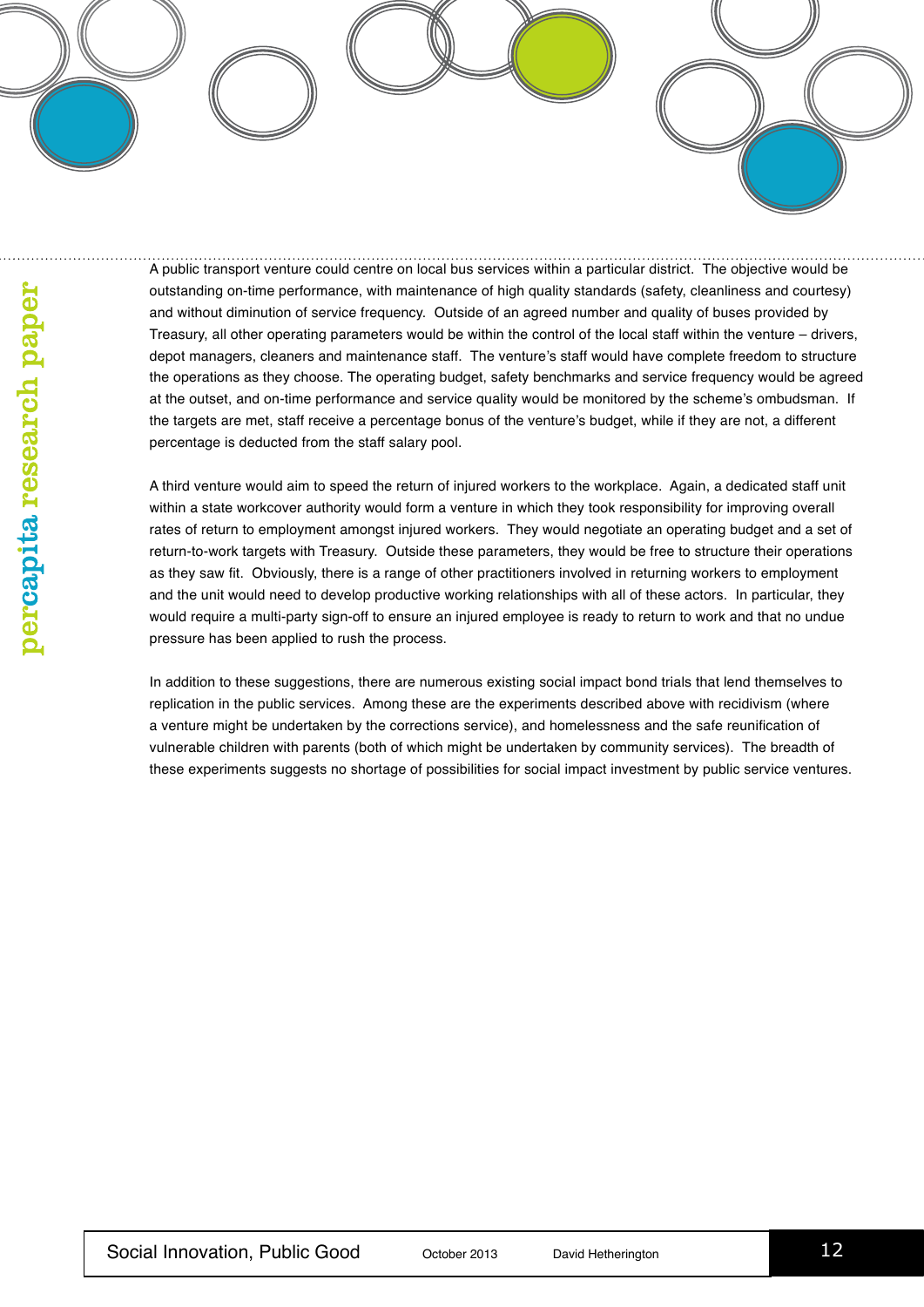A public transport venture could centre on local bus services within a particular district. The objective would be outstanding on-time performance, with maintenance of high quality standards (safety, cleanliness and courtesy) and without diminution of service frequency. Outside of an agreed number and quality of buses provided by Treasury, all other operating parameters would be within the control of the local staff within the venture – drivers, depot managers, cleaners and maintenance staff. The venture's staff would have complete freedom to structure the operations as they choose. The operating budget, safety benchmarks and service frequency would be agreed at the outset, and on-time performance and service quality would be monitored by the scheme's ombudsman. If the targets are met, staff receive a percentage bonus of the venture's budget, while if they are not, a different percentage is deducted from the staff salary pool.

A third venture would aim to speed the return of injured workers to the workplace. Again, a dedicated staff unit within a state workcover authority would form a venture in which they took responsibility for improving overall rates of return to employment amongst injured workers. They would negotiate an operating budget and a set of return-to-work targets with Treasury. Outside these parameters, they would be free to structure their operations as they saw fit. Obviously, there is a range of other practitioners involved in returning workers to employment and the unit would need to develop productive working relationships with all of these actors. In particular, they would require a multi-party sign-off to ensure an injured employee is ready to return to work and that no undue pressure has been applied to rush the process.

In addition to these suggestions, there are numerous existing social impact bond trials that lend themselves to replication in the public services. Among these are the experiments described above with recidivism (where a venture might be undertaken by the corrections service), and homelessness and the safe reunification of vulnerable children with parents (both of which might be undertaken by community services). The breadth of these experiments suggests no shortage of possibilities for social impact investment by public service ventures.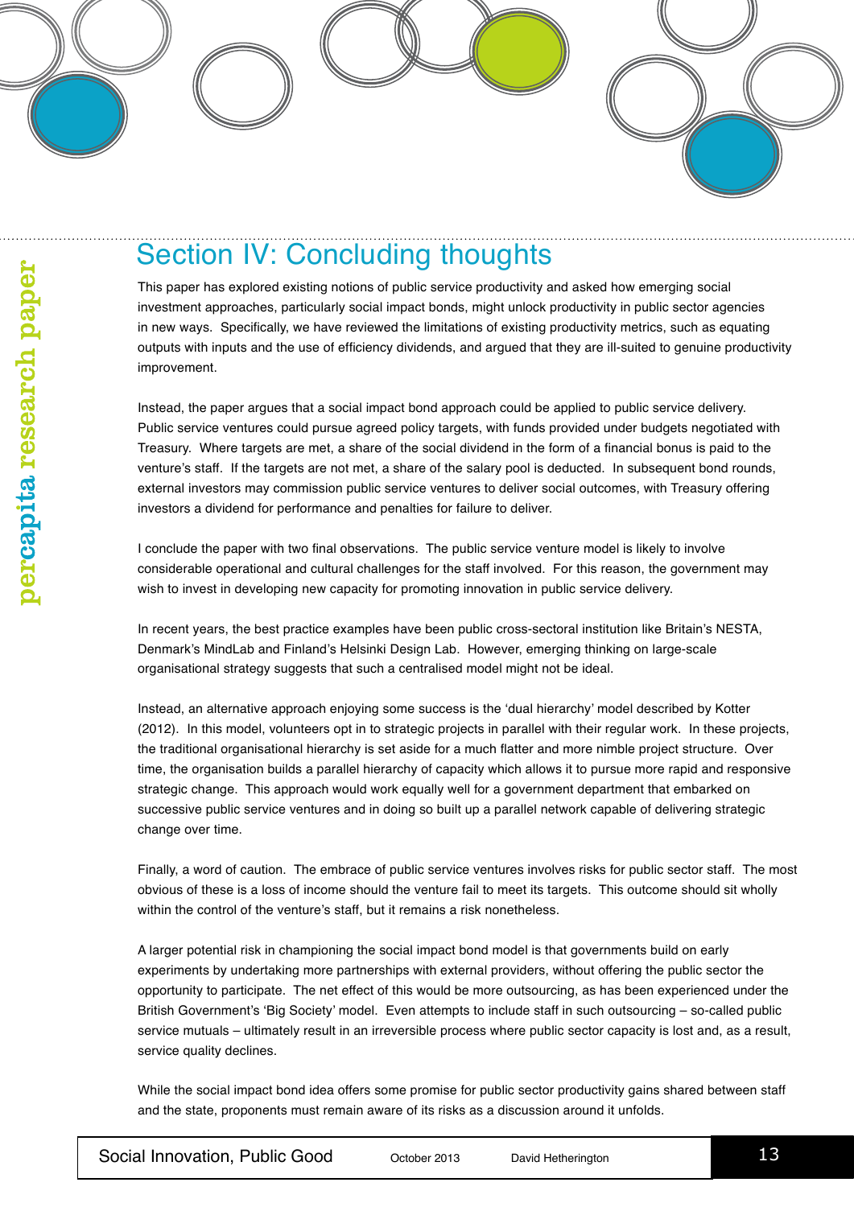# Section IV: Concluding thoughts

This paper has explored existing notions of public service productivity and asked how emerging social investment approaches, particularly social impact bonds, might unlock productivity in public sector agencies in new ways. Specifically, we have reviewed the limitations of existing productivity metrics, such as equating outputs with inputs and the use of efficiency dividends, and argued that they are ill-suited to genuine productivity improvement.

Instead, the paper argues that a social impact bond approach could be applied to public service delivery. Public service ventures could pursue agreed policy targets, with funds provided under budgets negotiated with Treasury. Where targets are met, a share of the social dividend in the form of a financial bonus is paid to the venture's staff. If the targets are not met, a share of the salary pool is deducted. In subsequent bond rounds, external investors may commission public service ventures to deliver social outcomes, with Treasury offering investors a dividend for performance and penalties for failure to deliver.

I conclude the paper with two final observations. The public service venture model is likely to involve considerable operational and cultural challenges for the staff involved. For this reason, the government may wish to invest in developing new capacity for promoting innovation in public service delivery.

In recent years, the best practice examples have been public cross-sectoral institution like Britain's NESTA, Denmark's MindLab and Finland's Helsinki Design Lab. However, emerging thinking on large-scale organisational strategy suggests that such a centralised model might not be ideal.

Instead, an alternative approach enjoying some success is the 'dual hierarchy' model described by Kotter (2012). In this model, volunteers opt in to strategic projects in parallel with their regular work. In these projects, the traditional organisational hierarchy is set aside for a much flatter and more nimble project structure. Over time, the organisation builds a parallel hierarchy of capacity which allows it to pursue more rapid and responsive strategic change. This approach would work equally well for a government department that embarked on successive public service ventures and in doing so built up a parallel network capable of delivering strategic change over time.

Finally, a word of caution. The embrace of public service ventures involves risks for public sector staff. The most obvious of these is a loss of income should the venture fail to meet its targets. This outcome should sit wholly within the control of the venture's staff, but it remains a risk nonetheless.

A larger potential risk in championing the social impact bond model is that governments build on early experiments by undertaking more partnerships with external providers, without offering the public sector the opportunity to participate. The net effect of this would be more outsourcing, as has been experienced under the British Government's 'Big Society' model. Even attempts to include staff in such outsourcing – so-called public service mutuals – ultimately result in an irreversible process where public sector capacity is lost and, as a result, service quality declines.

While the social impact bond idea offers some promise for public sector productivity gains shared between staff and the state, proponents must remain aware of its risks as a discussion around it unfolds.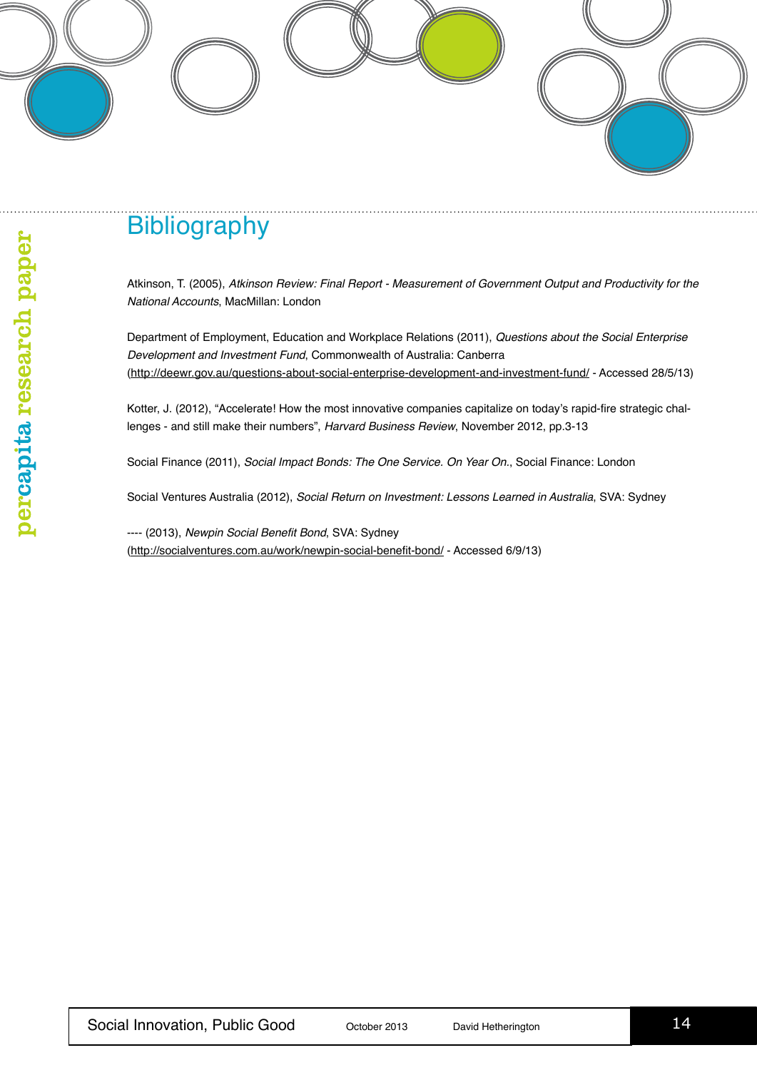# Bibliography

Atkinson, T. (2005), *Atkinson Review: Final Report - Measurement of Government Output and Productivity for the National Accounts*, MacMillan: London

Department of Employment, Education and Workplace Relations (2011), *Questions about the Social Enterprise Development and Investment Fund*, Commonwealth of Australia: Canberra (http://deewr.gov.au/questions-about-social-enterprise-development-and-investment-fund/ - Accessed 28/5/13)

Kotter, J. (2012), "Accelerate! How the most innovative companies capitalize on today's rapid-fire strategic challenges - and still make their numbers", *Harvard Business Review*, November 2012, pp.3-13

Social Finance (2011), *Social Impact Bonds: The One Service. On Year On.*, Social Finance: London

Social Ventures Australia (2012), *Social Return on Investment: Lessons Learned in Australia*, SVA: Sydney

---- (2013), *Newpin Social Benefit Bond*, SVA: Sydney (http://socialventures.com.au/work/newpin-social-benefit-bond/ - Accessed 6/9/13)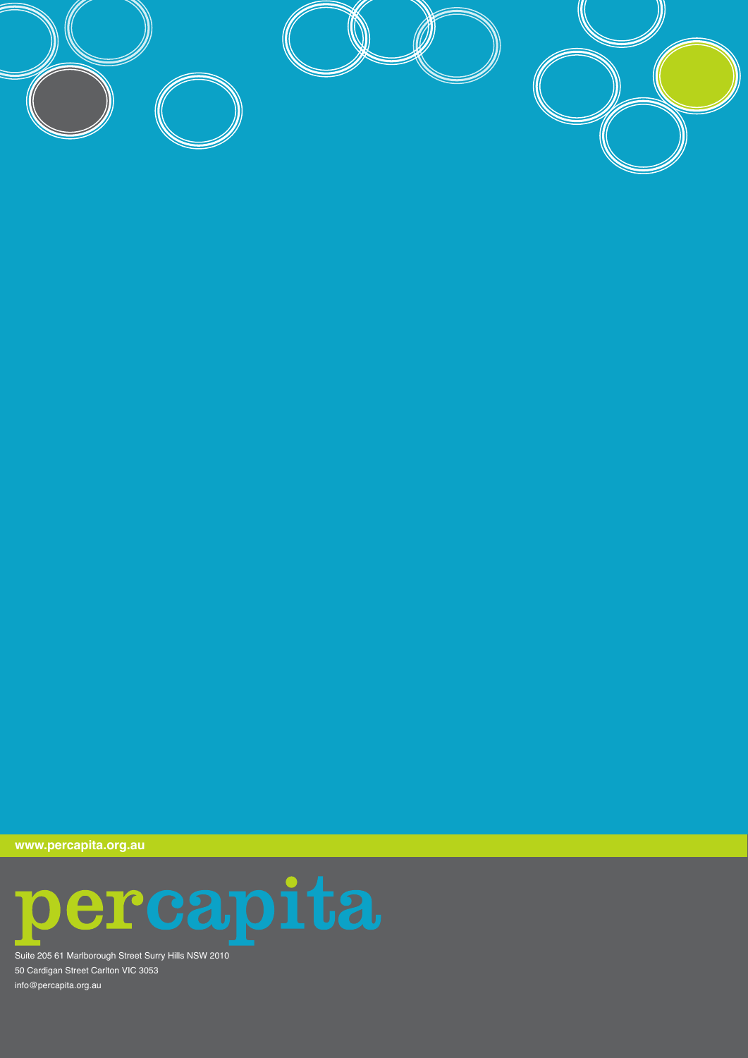www.percapita.org.au

percapita

Suite 205 61 Marlborough Street Surry Hills NSW 2010

50 Cardigan Street Carlton VIC 3053

info@percapita.org.au